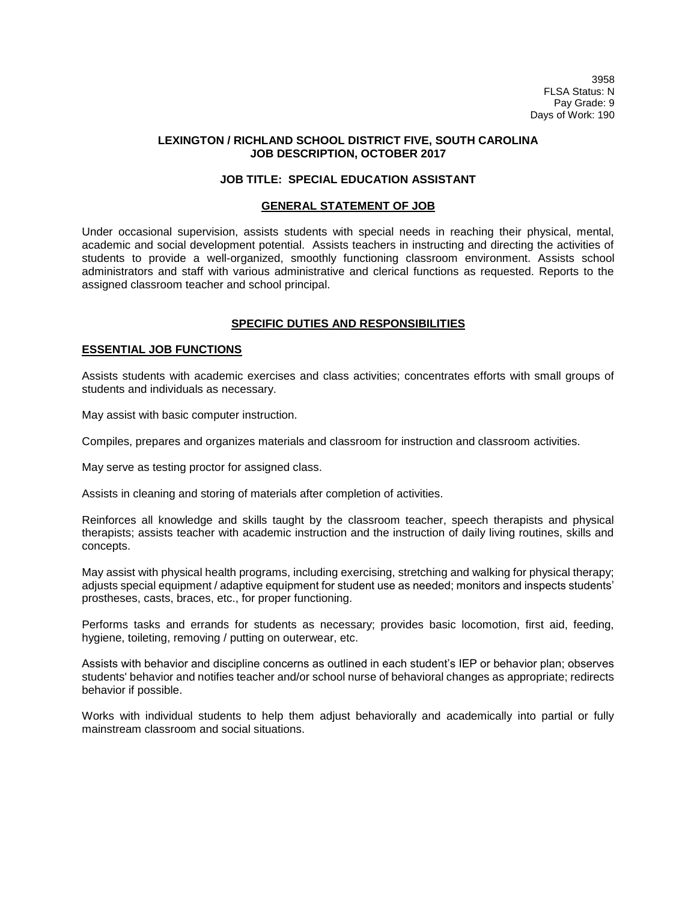3958
FLSA Status: N
Pay Grade: 9
Days of Work: 190

**LEXINGTON / RICHLAND SCHOOL DISTRICT FIVE, SOUTH CAROLINA**
**JOB DESCRIPTION, OCTOBER 2017**

# JOB TITLE: SPECIAL EDUCATION ASSISTANT

## GENERAL STATEMENT OF JOB

Under occasional supervision, assists students with special needs in reaching their physical, mental, academic and social development potential. Assists teachers in instructing and directing the activities of students to provide a well-organized, smoothly functioning classroom environment. Assists school administrators and staff with various administrative and clerical functions as requested. Reports to the assigned classroom teacher and school principal.

## SPECIFIC DUTIES AND RESPONSIBILITIES

### ESSENTIAL JOB FUNCTIONS

Assists students with academic exercises and class activities; concentrates efforts with small groups of students and individuals as necessary.

May assist with basic computer instruction.

Compiles, prepares and organizes materials and classroom for instruction and classroom activities.

May serve as testing proctor for assigned class.

Assists in cleaning and storing of materials after completion of activities.

Reinforces all knowledge and skills taught by the classroom teacher, speech therapists and physical therapists; assists teacher with academic instruction and the instruction of daily living routines, skills and concepts.

May assist with physical health programs, including exercising, stretching and walking for physical therapy; adjusts special equipment / adaptive equipment for student use as needed; monitors and inspects students' prostheses, casts, braces, etc., for proper functioning.

Performs tasks and errands for students as necessary; provides basic locomotion, first aid, feeding, hygiene, toileting, removing / putting on outerwear, etc.

Assists with behavior and discipline concerns as outlined in each student's IEP or behavior plan; observes students' behavior and notifies teacher and/or school nurse of behavioral changes as appropriate; redirects behavior if possible.

Works with individual students to help them adjust behaviorally and academically into partial or fully mainstream classroom and social situations.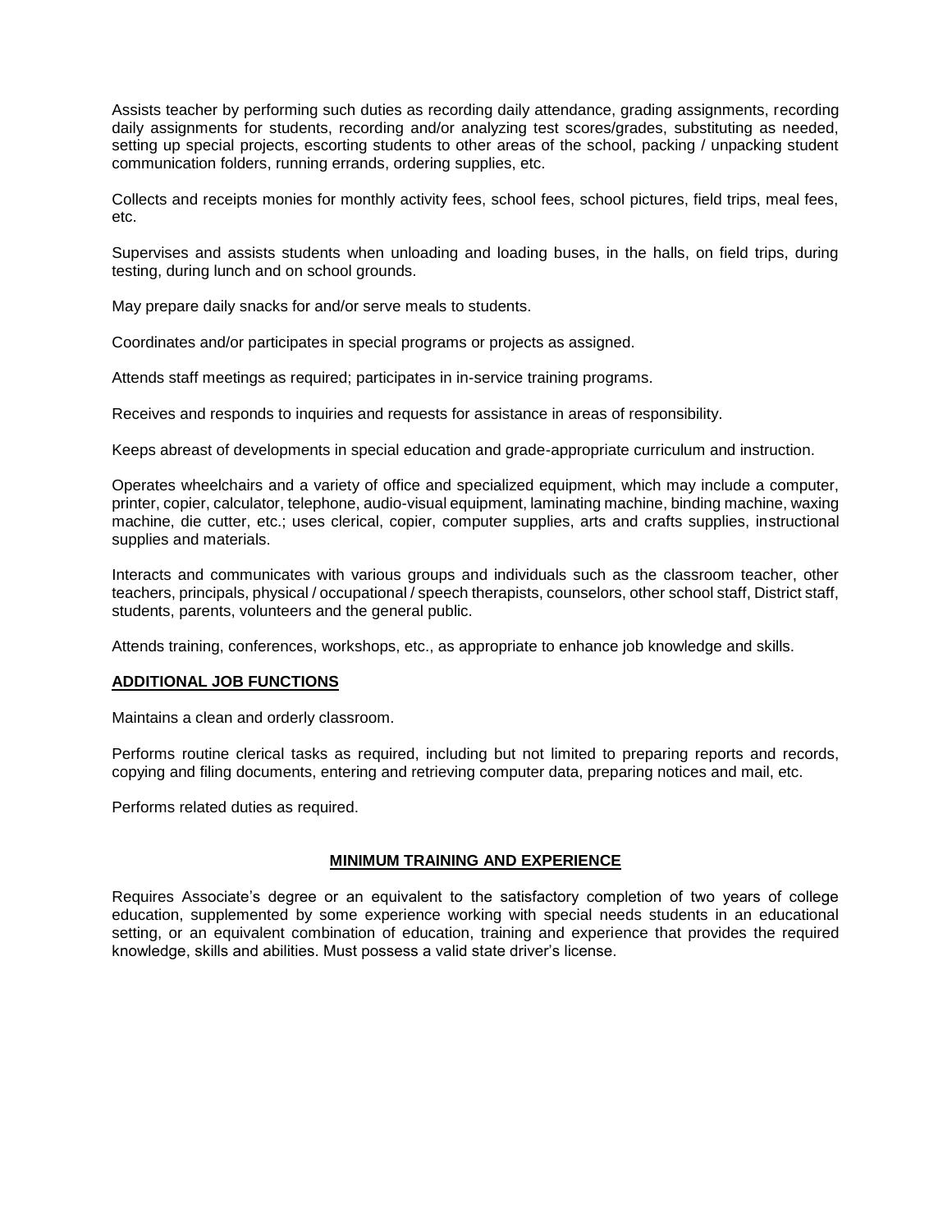Assists teacher by performing such duties as recording daily attendance, grading assignments, recording daily assignments for students, recording and/or analyzing test scores/grades, substituting as needed, setting up special projects, escorting students to other areas of the school, packing / unpacking student communication folders, running errands, ordering supplies, etc.

Collects and receipts monies for monthly activity fees, school fees, school pictures, field trips, meal fees, etc.

Supervises and assists students when unloading and loading buses, in the halls, on field trips, during testing, during lunch and on school grounds.

May prepare daily snacks for and/or serve meals to students.

Coordinates and/or participates in special programs or projects as assigned.

Attends staff meetings as required; participates in in-service training programs.

Receives and responds to inquiries and requests for assistance in areas of responsibility.

Keeps abreast of developments in special education and grade-appropriate curriculum and instruction.

Operates wheelchairs and a variety of office and specialized equipment, which may include a computer, printer, copier, calculator, telephone, audio-visual equipment, laminating machine, binding machine, waxing machine, die cutter, etc.; uses clerical, copier, computer supplies, arts and crafts supplies, instructional supplies and materials.

Interacts and communicates with various groups and individuals such as the classroom teacher, other teachers, principals, physical / occupational / speech therapists, counselors, other school staff, District staff, students, parents, volunteers and the general public.

Attends training, conferences, workshops, etc., as appropriate to enhance job knowledge and skills.

## ADDITIONAL JOB FUNCTIONS

Maintains a clean and orderly classroom.

Performs routine clerical tasks as required, including but not limited to preparing reports and records, copying and filing documents, entering and retrieving computer data, preparing notices and mail, etc.

Performs related duties as required.

## MINIMUM TRAINING AND EXPERIENCE

Requires Associate's degree or an equivalent to the satisfactory completion of two years of college education, supplemented by some experience working with special needs students in an educational setting, or an equivalent combination of education, training and experience that provides the required knowledge, skills and abilities. Must possess a valid state driver's license.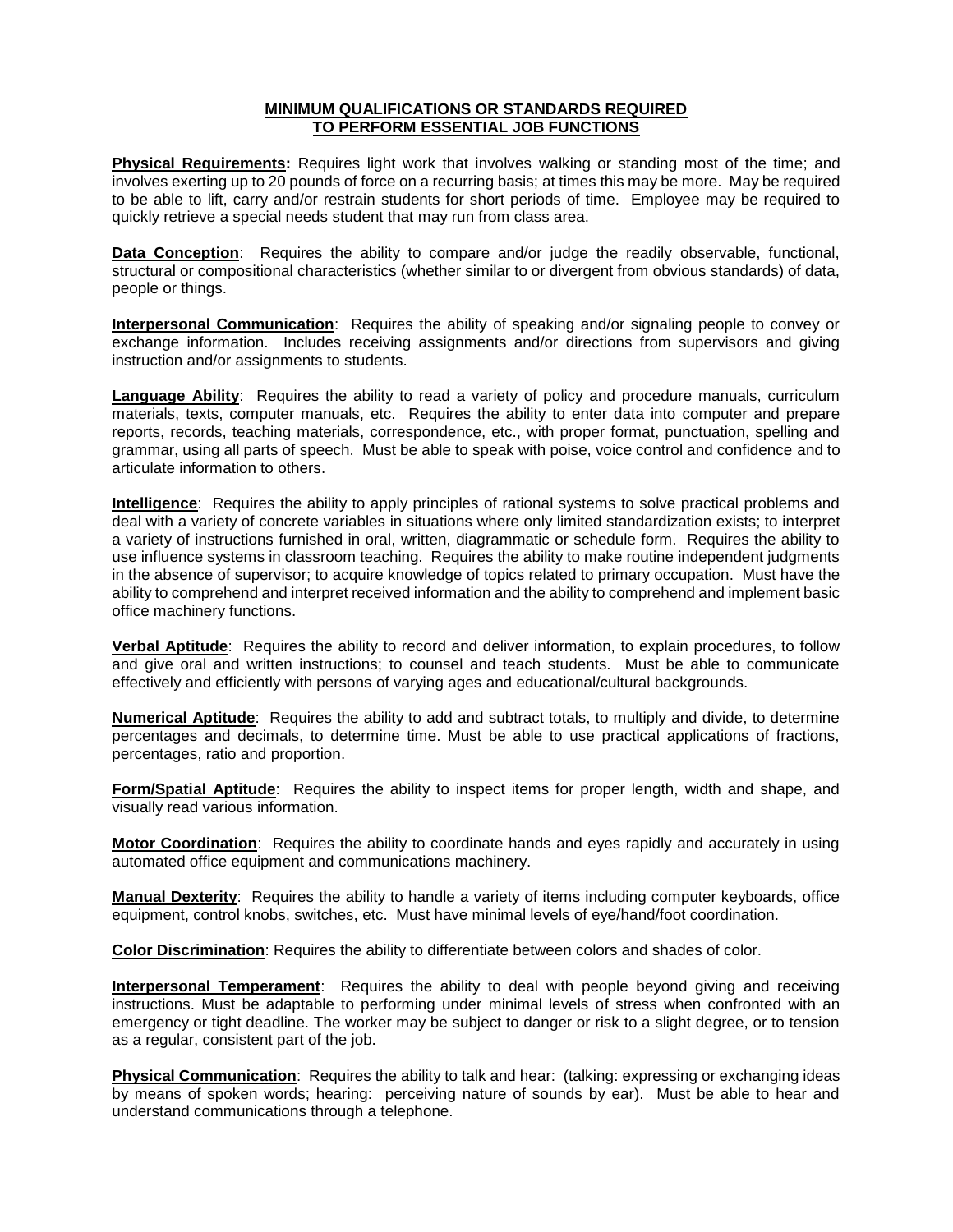## MINIMUM QUALIFICATIONS OR STANDARDS REQUIRED TO PERFORM ESSENTIAL JOB FUNCTIONS

**Physical Requirements:** Requires light work that involves walking or standing most of the time; and involves exerting up to 20 pounds of force on a recurring basis; at times this may be more. May be required to be able to lift, carry and/or restrain students for short periods of time. Employee may be required to quickly retrieve a special needs student that may run from class area.

**Data Conception**: Requires the ability to compare and/or judge the readily observable, functional, structural or compositional characteristics (whether similar to or divergent from obvious standards) of data, people or things.

**Interpersonal Communication**: Requires the ability of speaking and/or signaling people to convey or exchange information. Includes receiving assignments and/or directions from supervisors and giving instruction and/or assignments to students.

**Language Ability**: Requires the ability to read a variety of policy and procedure manuals, curriculum materials, texts, computer manuals, etc. Requires the ability to enter data into computer and prepare reports, records, teaching materials, correspondence, etc., with proper format, punctuation, spelling and grammar, using all parts of speech. Must be able to speak with poise, voice control and confidence and to articulate information to others.

**Intelligence**: Requires the ability to apply principles of rational systems to solve practical problems and deal with a variety of concrete variables in situations where only limited standardization exists; to interpret a variety of instructions furnished in oral, written, diagrammatic or schedule form. Requires the ability to use influence systems in classroom teaching. Requires the ability to make routine independent judgments in the absence of supervisor; to acquire knowledge of topics related to primary occupation. Must have the ability to comprehend and interpret received information and the ability to comprehend and implement basic office machinery functions.

**Verbal Aptitude**: Requires the ability to record and deliver information, to explain procedures, to follow and give oral and written instructions; to counsel and teach students. Must be able to communicate effectively and efficiently with persons of varying ages and educational/cultural backgrounds.

**Numerical Aptitude**: Requires the ability to add and subtract totals, to multiply and divide, to determine percentages and decimals, to determine time. Must be able to use practical applications of fractions, percentages, ratio and proportion.

**Form/Spatial Aptitude**: Requires the ability to inspect items for proper length, width and shape, and visually read various information.

**Motor Coordination**: Requires the ability to coordinate hands and eyes rapidly and accurately in using automated office equipment and communications machinery.

**Manual Dexterity**: Requires the ability to handle a variety of items including computer keyboards, office equipment, control knobs, switches, etc. Must have minimal levels of eye/hand/foot coordination.

**Color Discrimination**: Requires the ability to differentiate between colors and shades of color.

**Interpersonal Temperament**: Requires the ability to deal with people beyond giving and receiving instructions. Must be adaptable to performing under minimal levels of stress when confronted with an emergency or tight deadline. The worker may be subject to danger or risk to a slight degree, or to tension as a regular, consistent part of the job.

**Physical Communication**: Requires the ability to talk and hear: (talking: expressing or exchanging ideas by means of spoken words; hearing: perceiving nature of sounds by ear). Must be able to hear and understand communications through a telephone.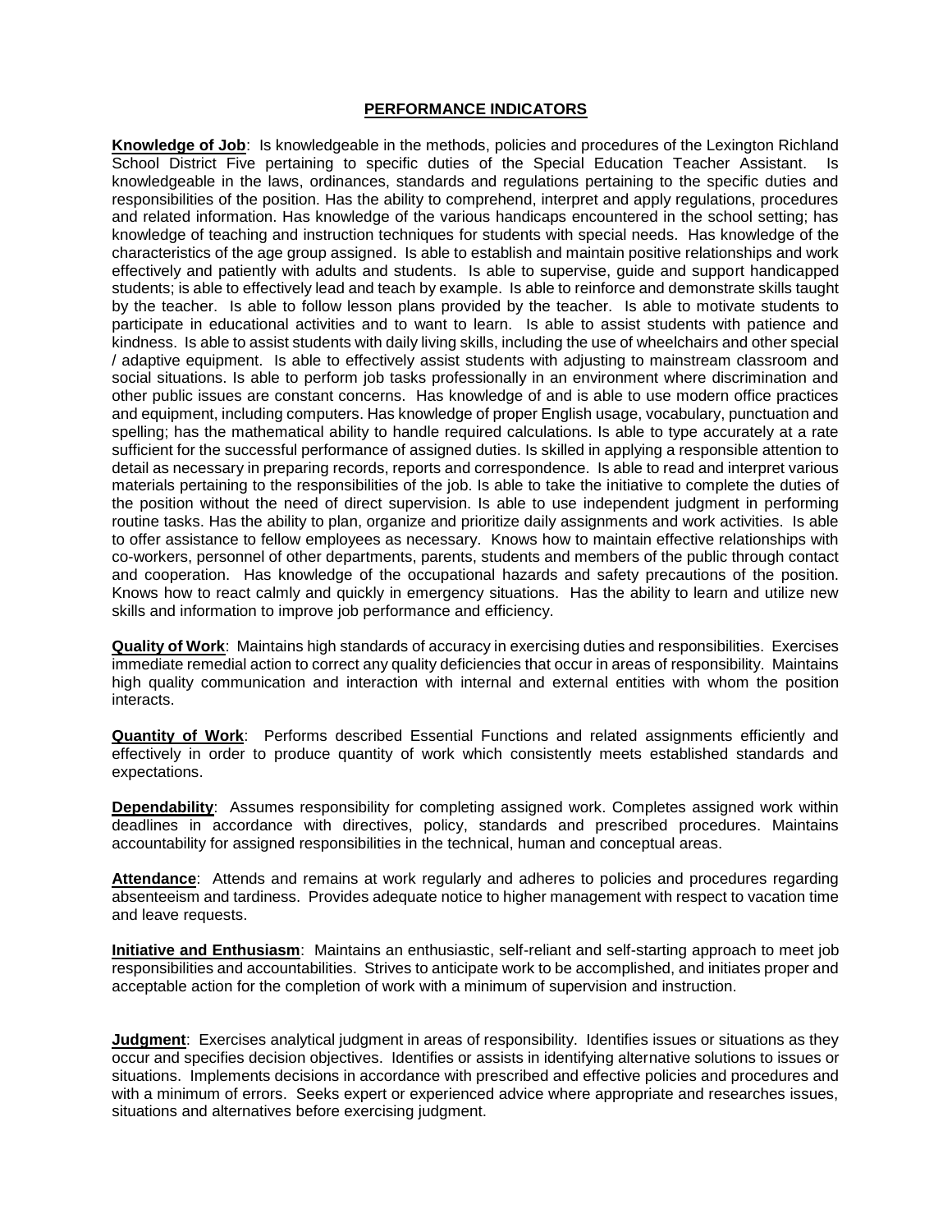## PERFORMANCE INDICATORS

**Knowledge of Job**: Is knowledgeable in the methods, policies and procedures of the Lexington Richland School District Five pertaining to specific duties of the Special Education Teacher Assistant. Is knowledgeable in the laws, ordinances, standards and regulations pertaining to the specific duties and responsibilities of the position. Has the ability to comprehend, interpret and apply regulations, procedures and related information. Has knowledge of the various handicaps encountered in the school setting; has knowledge of teaching and instruction techniques for students with special needs. Has knowledge of the characteristics of the age group assigned. Is able to establish and maintain positive relationships and work effectively and patiently with adults and students. Is able to supervise, guide and support handicapped students; is able to effectively lead and teach by example. Is able to reinforce and demonstrate skills taught by the teacher. Is able to follow lesson plans provided by the teacher. Is able to motivate students to participate in educational activities and to want to learn. Is able to assist students with patience and kindness. Is able to assist students with daily living skills, including the use of wheelchairs and other special / adaptive equipment. Is able to effectively assist students with adjusting to mainstream classroom and social situations. Is able to perform job tasks professionally in an environment where discrimination and other public issues are constant concerns. Has knowledge of and is able to use modern office practices and equipment, including computers. Has knowledge of proper English usage, vocabulary, punctuation and spelling; has the mathematical ability to handle required calculations. Is able to type accurately at a rate sufficient for the successful performance of assigned duties. Is skilled in applying a responsible attention to detail as necessary in preparing records, reports and correspondence. Is able to read and interpret various materials pertaining to the responsibilities of the job. Is able to take the initiative to complete the duties of the position without the need of direct supervision. Is able to use independent judgment in performing routine tasks. Has the ability to plan, organize and prioritize daily assignments and work activities. Is able to offer assistance to fellow employees as necessary. Knows how to maintain effective relationships with co-workers, personnel of other departments, parents, students and members of the public through contact and cooperation. Has knowledge of the occupational hazards and safety precautions of the position. Knows how to react calmly and quickly in emergency situations. Has the ability to learn and utilize new skills and information to improve job performance and efficiency.

**Quality of Work**: Maintains high standards of accuracy in exercising duties and responsibilities. Exercises immediate remedial action to correct any quality deficiencies that occur in areas of responsibility. Maintains high quality communication and interaction with internal and external entities with whom the position interacts.

**Quantity of Work**: Performs described Essential Functions and related assignments efficiently and effectively in order to produce quantity of work which consistently meets established standards and expectations.

**Dependability**: Assumes responsibility for completing assigned work. Completes assigned work within deadlines in accordance with directives, policy, standards and prescribed procedures. Maintains accountability for assigned responsibilities in the technical, human and conceptual areas.

**Attendance**: Attends and remains at work regularly and adheres to policies and procedures regarding absenteeism and tardiness. Provides adequate notice to higher management with respect to vacation time and leave requests.

**Initiative and Enthusiasm**: Maintains an enthusiastic, self-reliant and self-starting approach to meet job responsibilities and accountabilities. Strives to anticipate work to be accomplished, and initiates proper and acceptable action for the completion of work with a minimum of supervision and instruction.

**Judgment**: Exercises analytical judgment in areas of responsibility. Identifies issues or situations as they occur and specifies decision objectives. Identifies or assists in identifying alternative solutions to issues or situations. Implements decisions in accordance with prescribed and effective policies and procedures and with a minimum of errors. Seeks expert or experienced advice where appropriate and researches issues, situations and alternatives before exercising judgment.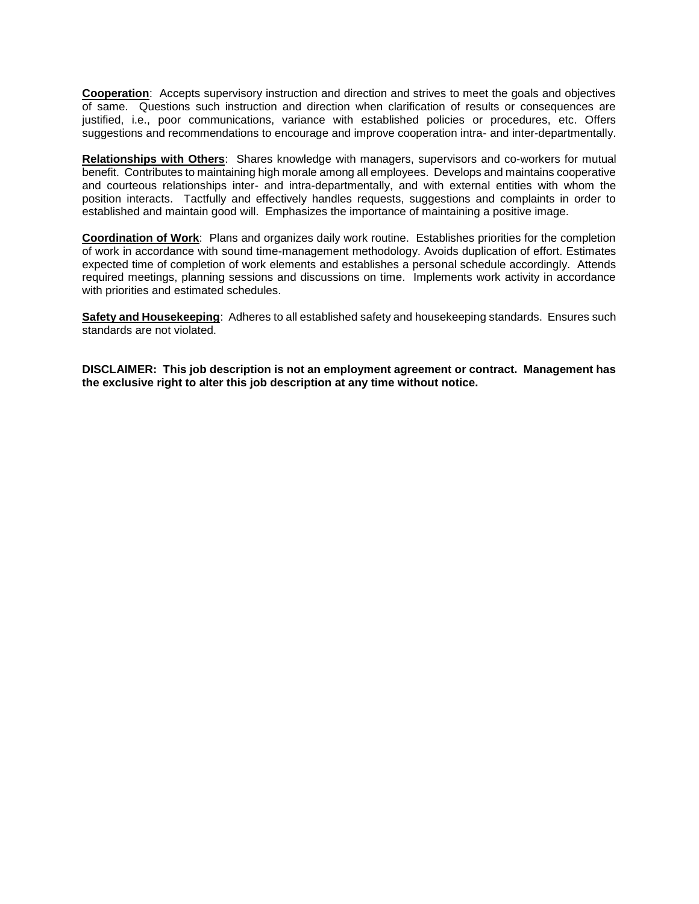**Cooperation**: Accepts supervisory instruction and direction and strives to meet the goals and objectives of same. Questions such instruction and direction when clarification of results or consequences are justified, i.e., poor communications, variance with established policies or procedures, etc. Offers suggestions and recommendations to encourage and improve cooperation intra- and inter-departmentally.

**Relationships with Others**: Shares knowledge with managers, supervisors and co-workers for mutual benefit. Contributes to maintaining high morale among all employees. Develops and maintains cooperative and courteous relationships inter- and intra-departmentally, and with external entities with whom the position interacts. Tactfully and effectively handles requests, suggestions and complaints in order to established and maintain good will. Emphasizes the importance of maintaining a positive image.

**Coordination of Work**: Plans and organizes daily work routine. Establishes priorities for the completion of work in accordance with sound time-management methodology. Avoids duplication of effort. Estimates expected time of completion of work elements and establishes a personal schedule accordingly. Attends required meetings, planning sessions and discussions on time. Implements work activity in accordance with priorities and estimated schedules.

**Safety and Housekeeping**: Adheres to all established safety and housekeeping standards. Ensures such standards are not violated.

**DISCLAIMER: This job description is not an employment agreement or contract. Management has the exclusive right to alter this job description at any time without notice.**